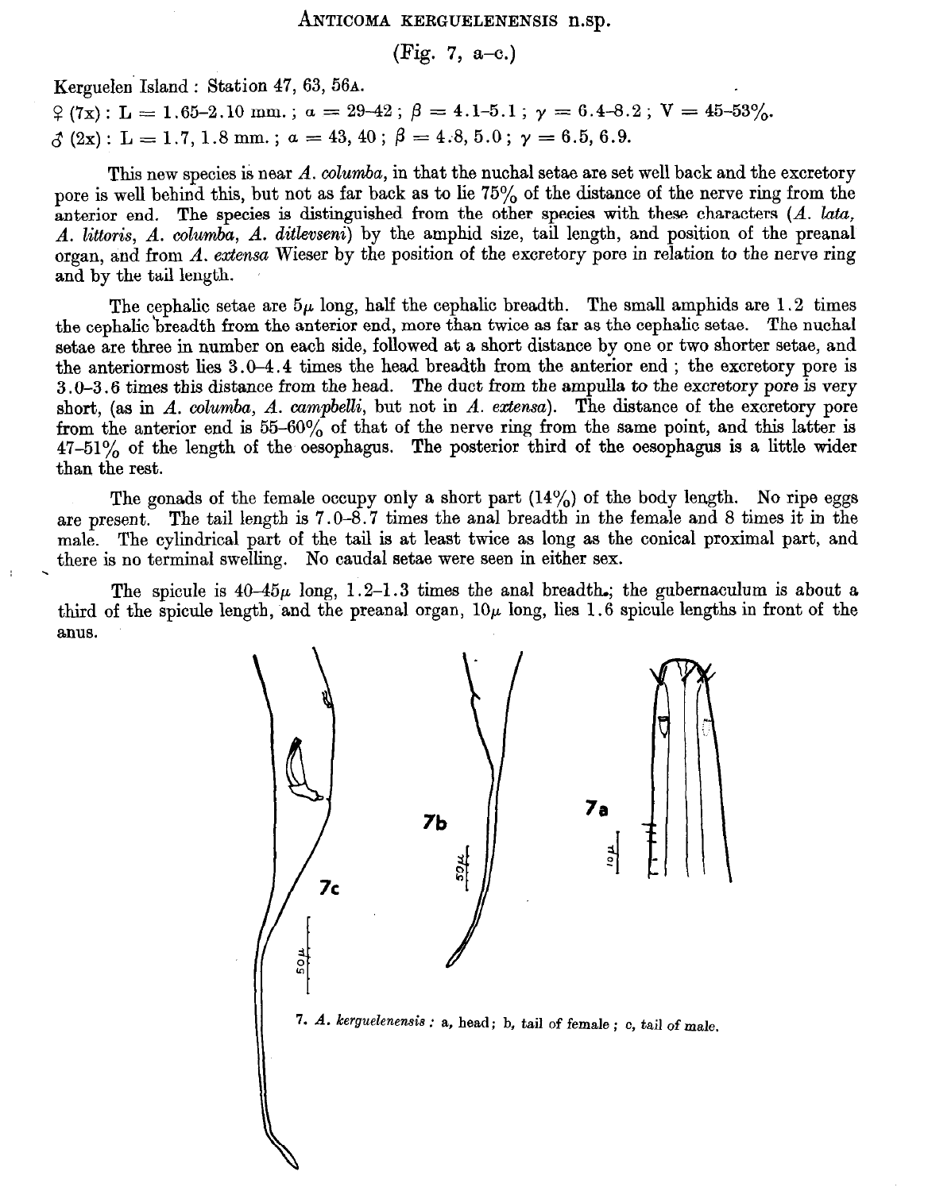# Anticoma kerguelenensis n.sp.

(Fig. 7, a–c.)

Kerguelen Island : Station 47, 63, 56A.

♀ (7x) : L = 1.65–2.10 mm. ; $a$ = 29–42 ; $\beta$ = 4.1–5.1 ; $\gamma$ = 6.4–8.2 ; V = 45–53%.

♂ (2x) : L = 1.7, 1.8 mm. ; $a$ = 43, 40 ; $\beta$ = 4.8, 5.0 ; $\gamma$ = 6.5, 6.9.

This new species is near *A. columba*, in that the nuchal setae are set well back and the excretory pore is well behind this, but not as far back as to lie 75% of the distance of the nerve ring from the anterior end. The species is distinguished from the other species with these characters (*A. lata, A. littoris, A. columba, A. ditlevseni*) by the amphid size, tail length, and position of the preanal organ, and from *A. extensa* Wieser by the position of the excretory pore in relation to the nerve ring and by the tail length.

The cephalic setae are 5μ long, half the cephalic breadth. The small amphids are 1.2 times the cephalic breadth from the anterior end, more than twice as far as the cephalic setae. The nuchal setae are three in number on each side, followed at a short distance by one or two shorter setae, and the anteriormost lies 3.0–4.4 times the head breadth from the anterior end ; the excretory pore is 3.0–3.6 times this distance from the head. The duct from the ampulla to the excretory pore is very short, (as in *A. columba, A. campbelli*, but not in *A. extensa*). The distance of the excretory pore from the anterior end is 55–60% of that of the nerve ring from the same point, and this latter is 47–51% of the length of the oesophagus. The posterior third of the oesophagus is a little wider than the rest.

The gonads of the female occupy only a short part (14%) of the body length. No ripe eggs are present. The tail length is 7.0–8.7 times the anal breadth in the female and 8 times it in the male. The cylindrical part of the tail is at least twice as long as the conical proximal part, and there is no terminal swelling. No caudal setae were seen in either sex.

The spicule is 40–45μ long, 1.2–1.3 times the anal breadth; the gubernaculum is about a third of the spicule length, and the preanal organ, 10μ long, lies 1.6 spicule lengths in front of the anus.

7. *A. kerguelenensis* : a, head; b, tail of female ; c, tail of male.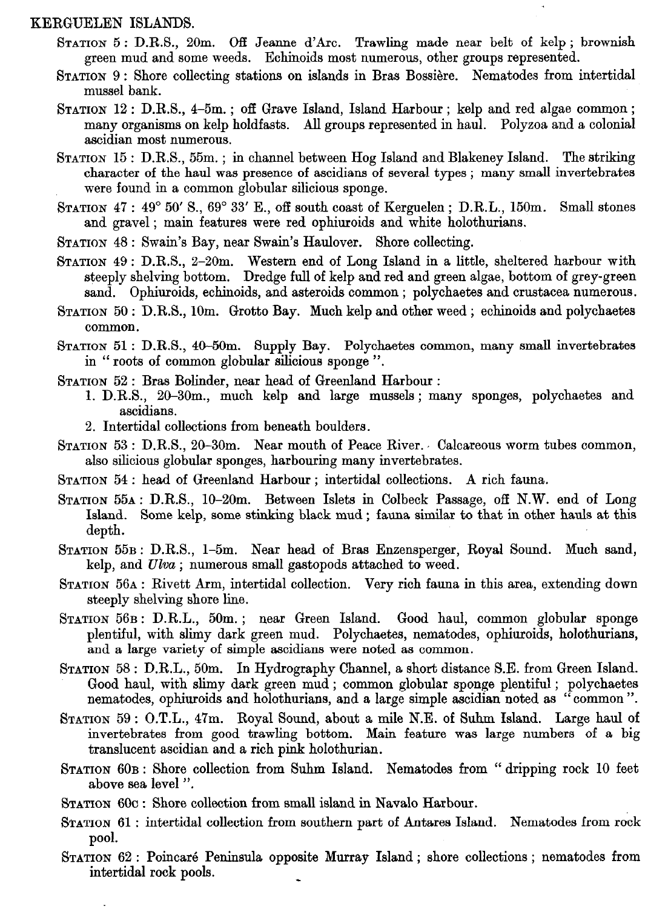## KERGUELEN ISLANDS.

STATION 5: D.R.S., 20m. Off Jeanne d'Arc. Trawling made near belt of kelp; brownish green mud and some weeds. Echinoids most numerous, other groups represented.

STATION 9: Shore collecting stations on islands in Bras Bossière. Nematodes from intertidal mussel bank.

STATION 12: D.R.S., 4–5m.; off Grave Island, Island Harbour; kelp and red algae common; many organisms on kelp holdfasts. All groups represented in haul. Polyzoa and a colonial ascidian most numerous.

STATION 15: D.R.S., 55m.; in channel between Hog Island and Blakeney Island. The striking character of the haul was presence of ascidians of several types; many small invertebrates were found in a common globular silicious sponge.

STATION 47: 49° 50′ S., 69° 33′ E., off south coast of Kerguelen; D.R.L., 150m. Small stones and gravel; main features were red ophiuroids and white holothurians.

STATION 48: Swain's Bay, near Swain's Haulover. Shore collecting.

STATION 49: D.R.S., 2–20m. Western end of Long Island in a little, sheltered harbour with steeply shelving bottom. Dredge full of kelp and red and green algae, bottom of grey-green sand. Ophiuroids, echinoids, and asteroids common; polychaetes and crustacea numerous.

STATION 50: D.R.S., 10m. Grotto Bay. Much kelp and other weed; echinoids and polychaetes common.

STATION 51: D.R.S., 40–50m. Supply Bay. Polychaetes common, many small invertebrates in "roots of common globular silicious sponge".

STATION 52: Bras Bolinder, near head of Greenland Harbour:

1. D.R.S., 20–30m., much kelp and large mussels; many sponges, polychaetes and ascidians.
2. Intertidal collections from beneath boulders.

STATION 53: D.R.S., 20–30m. Near mouth of Peace River. Calcareous worm tubes common, also silicious globular sponges, harbouring many invertebrates.

STATION 54: head of Greenland Harbour; intertidal collections. A rich fauna.

STATION 55A: D.R.S., 10–20m. Between Islets in Colbeck Passage, off N.W. end of Long Island. Some kelp, some stinking black mud; fauna similar to that in other hauls at this depth.

STATION 55B: D.R.S., 1–5m. Near head of Bras Enzensperger, Royal Sound. Much sand, kelp, and *Ulva*; numerous small gastopods attached to weed.

STATION 56A: Rivett Arm, intertidal collection. Very rich fauna in this area, extending down steeply shelving shore line.

STATION 56B: D.R.L., 50m.; near Green Island. Good haul, common globular sponge plentiful, with slimy dark green mud. Polychaetes, nematodes, ophiuroids, holothurians, and a large variety of simple ascidians were noted as common.

STATION 58: D.R.L., 50m. In Hydrography Channel, a short distance S.E. from Green Island. Good haul, with slimy dark green mud; common globular sponge plentiful; polychaetes nematodes, ophiuroids and holothurians, and a large simple ascidian noted as "common".

STATION 59: O.T.L., 47m. Royal Sound, about a mile N.E. of Suhm Island. Large haul of invertebrates from good trawling bottom. Main feature was large numbers of a big translucent ascidian and a rich pink holothurian.

STATION 60B: Shore collection from Suhm Island. Nematodes from "dripping rock 10 feet above sea level".

STATION 60C: Shore collection from small island in Navalo Harbour.

STATION 61: intertidal collection from southern part of Antares Island. Nematodes from rock pool.

STATION 62: Poincaré Peninsula opposite Murray Island; shore collections; nematodes from intertidal rock pools.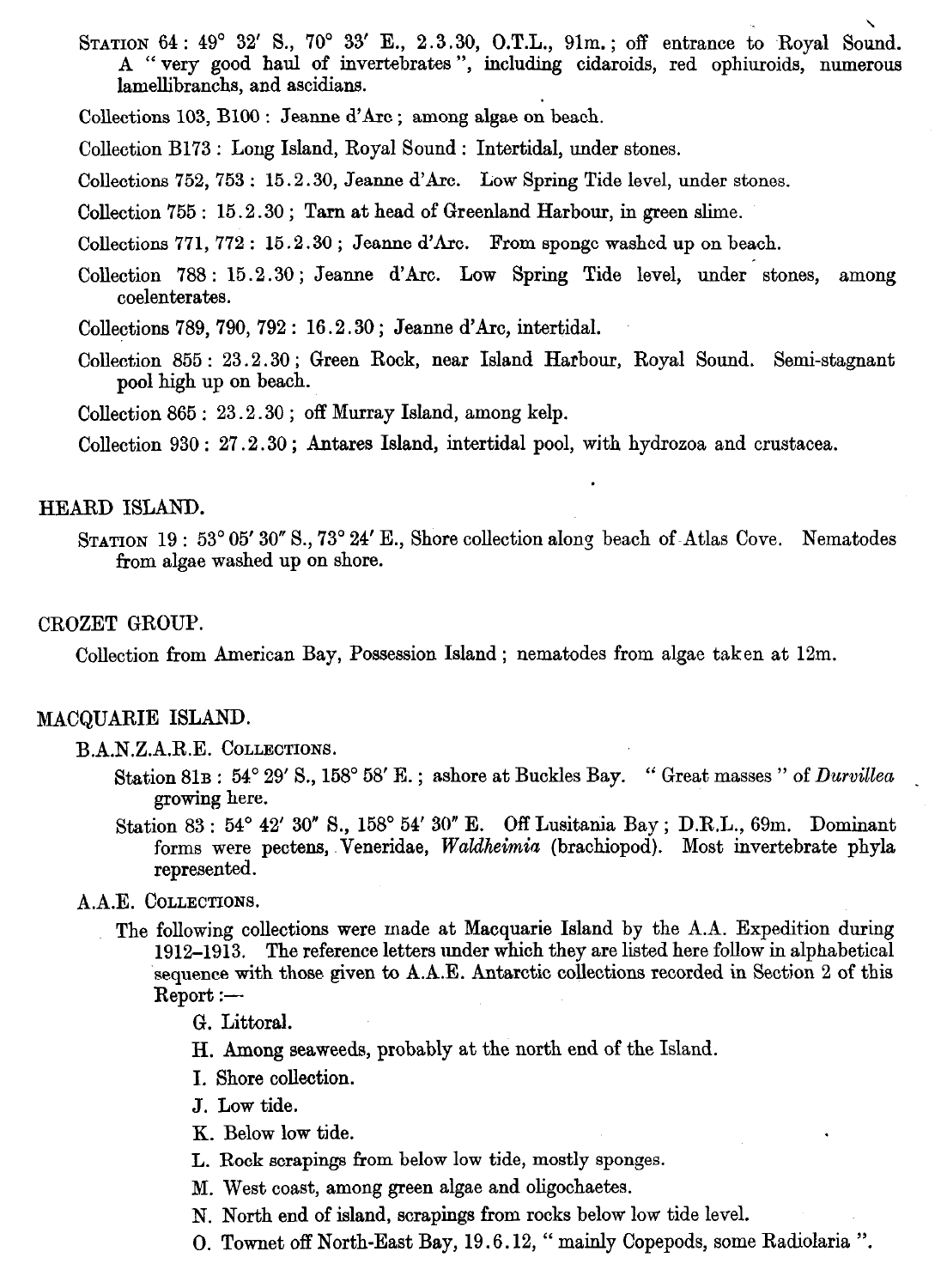STATION 64 : 49° 32′ S., 70° 33′ E., 2.3.30, O.T.L., 91m.; off entrance to Royal Sound. A "very good haul of invertebrates", including cidaroids, red ophiuroids, numerous lamellibranchs, and ascidians.

Collections 103, B100 : Jeanne d'Arc ; among algae on beach.

Collection B173 : Long Island, Royal Sound : Intertidal, under stones.

Collections 752, 753 : 15.2.30, Jeanne d'Arc. Low Spring Tide level, under stones.

Collection 755 : 15.2.30 ; Tarn at head of Greenland Harbour, in green slime.

Collections 771, 772 : 15.2.30 ; Jeanne d'Arc. From sponge washed up on beach.

Collection 788 : 15.2.30 ; Jeanne d'Arc. Low Spring Tide level, under stones, among coelenterates.

Collections 789, 790, 792 : 16.2.30 ; Jeanne d'Arc, intertidal.

Collection 855 : 23.2.30 ; Green Rock, near Island Harbour, Royal Sound. Semi-stagnant pool high up on beach.

Collection 865 : 23.2.30 ; off Murray Island, among kelp.

Collection 930 : 27.2.30 ; Antares Island, intertidal pool, with hydrozoa and crustacea.

## HEARD ISLAND.

STATION 19 : 53° 05′ 30″ S., 73° 24′ E., Shore collection along beach of Atlas Cove. Nematodes from algae washed up on shore.

## CROZET GROUP.

Collection from American Bay, Possession Island ; nematodes from algae taken at 12m.

## MACQUARIE ISLAND.

### B.A.N.Z.A.R.E. COLLECTIONS.

Station 81B : 54° 29′ S., 158° 58′ E. ; ashore at Buckles Bay. "Great masses" of *Durvillea* growing here.

Station 83 : 54° 42′ 30″ S., 158° 54′ 30″ E. Off Lusitania Bay ; D.R.L., 69m. Dominant forms were pectens, Veneridae, *Waldheimia* (brachiopod). Most invertebrate phyla represented.

### A.A.E. COLLECTIONS.

The following collections were made at Macquarie Island by the A.A. Expedition during 1912–1913. The reference letters under which they are listed here follow in alphabetical sequence with those given to A.A.E. Antarctic collections recorded in Section 2 of this Report :—

G. Littoral.

H. Among seaweeds, probably at the north end of the Island.

I. Shore collection.

J. Low tide.

K. Below low tide.

L. Rock scrapings from below low tide, mostly sponges.

M. West coast, among green algae and oligochaetes.

N. North end of island, scrapings from rocks below low tide level.

O. Townet off North-East Bay, 19.6.12, "mainly Copepods, some Radiolaria".